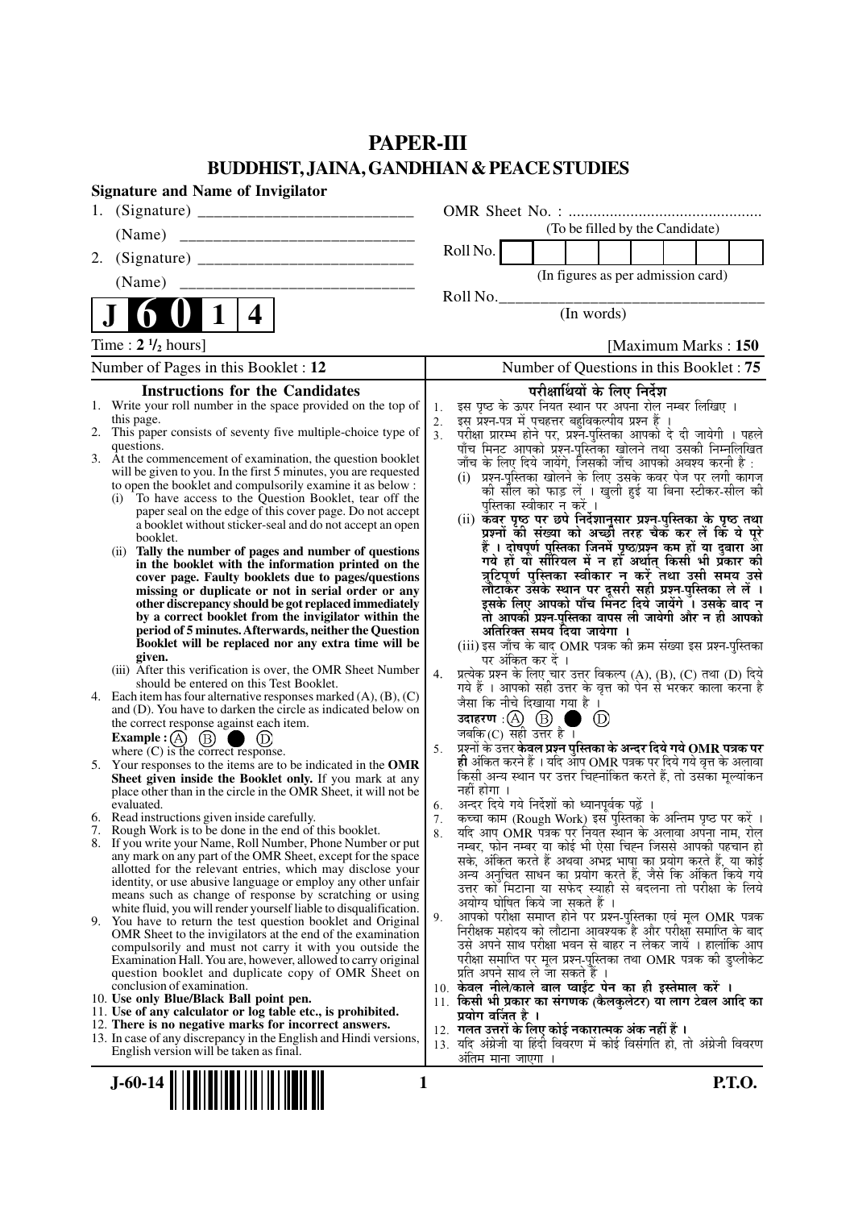# PAPER-III

## BUDDHIST, JAINA, GANDHIAN & PEACE STUDIES

**Signature and Name of Invigilator**

1. (Signature) __________________________

   (Name) __________________________

2. (Signature) __________________________

   (Name) __________________________

**J 6 0 1 4**

OMR Sheet No. : ...............................................

(To be filled by the Candidate)

Roll No. | | | | | | | | |

(In figures as per admission card)

Roll No.________________________________

(In words)

Time : **2 ½ hours**] [Maximum Marks : **150**

Number of Pages in this Booklet : 12 | Number of Questions in this Booklet : 75

### Instructions for the Candidates

1. Write your roll number in the space provided on the top of this page.
2. This paper consists of seventy five multiple-choice type of questions.
3. At the commencement of examination, the question booklet will be given to you. In the first 5 minutes, you are requested to open the booklet and compulsorily examine it as below :
   (i) To have access to the Question Booklet, tear off the paper seal on the edge of this cover page. Do not accept a booklet without sticker-seal and do not accept an open booklet.
   (ii) **Tally the number of pages and number of questions in the booklet with the information printed on the cover page. Faulty booklets due to pages/questions missing or duplicate or not in serial order or any other discrepancy should be got replaced immediately by a correct booklet from the invigilator within the period of 5 minutes. Afterwards, neither the Question Booklet will be replaced nor any extra time will be given.**
   (iii) After this verification is over, the OMR Sheet Number should be entered on this Test Booklet.
4. Each item has four alternative responses marked (A), (B), (C) and (D). You have to darken the circle as indicated below on the correct response against each item.
   **Example :** (A) (B) ● (D)
   where (C) is the correct response.
5. Your responses to the items are to be indicated in the **OMR Sheet given inside the Booklet only.** If you mark at any place other than in the circle in the OMR Sheet, it will not be evaluated.
6. Read instructions given inside carefully.
7. Rough Work is to be done in the end of this booklet.
8. If you write your Name, Roll Number, Phone Number or put any mark on any part of the OMR Sheet, except for the space allotted for the relevant entries, which may disclose your identity, or use abusive language or employ any other unfair means such as change of response by scratching or using white fluid, you will render yourself liable to disqualification.
9. You have to return the test question booklet and Original OMR Sheet to the invigilators at the end of the examination compulsorily and must not carry it with you outside the Examination Hall. You are, however, allowed to carry original question booklet and duplicate copy of OMR Sheet on conclusion of examination.
10. **Use only Blue/Black Ball point pen.**
11. **Use of any calculator or log table etc., is prohibited.**
12. **There is no negative marks for incorrect answers.**
13. In case of any discrepancy in the English and Hindi versions, English version will be taken as final.

### परीक्षार्थियों के लिए निर्देश

1. इस पृष्ठ के ऊपर नियत स्थान पर अपना रोल नम्बर लिखिए ।
2. इस प्रश्न-पत्र में पचहत्तर बहुविकल्पीय प्रश्न हैं ।
3. परीक्षा प्रारम्भ होने पर, प्रश्न-पुस्तिका आपको दे दी जायेगी । पहले पाँच मिनट आपको प्रश्न-पुस्तिका खोलने तथा उसकी निम्नलिखित जाँच के लिए दिये जायेंगे, जिसकी जाँच आपको अवश्य करनी है :
   (i) प्रश्न-पुस्तिका खोलने के लिए उसके कवर पेज पर लगी कागज की सील को फाड़ लें । खुली हुई या बिना स्टीकर-सील की पुस्तिका स्वीकार न करें ।
   (ii) **कवर पृष्ठ पर छपे निर्देशानुसार प्रश्न-पुस्तिका के पृष्ठ तथा प्रश्नों की संख्या को अच्छी तरह चैक कर लें कि ये पूरे हैं । दोषपूर्ण पुस्तिका जिनमें पृष्ठ/प्रश्न कम हों या दुबारा आ गये हों या सीरियल में न हों अर्थात् किसी भी प्रकार की त्रुटिपूर्ण पुस्तिका स्वीकार न करें तथा उसी समय उसे लौटाकर उसके स्थान पर दूसरी सही प्रश्न-पुस्तिका ले लें । इसके लिए आपको पाँच मिनट दिये जायेंगे । उसके बाद न तो आपकी प्रश्न-पुस्तिका वापस ली जायेगी और न ही आपको अतिरिक्त समय दिया जायेगा ।**
   (iii) इस जाँच के बाद OMR पत्रक की क्रम संख्या इस प्रश्न-पुस्तिका पर अंकित कर दें ।
4. प्रत्येक प्रश्न के लिए चार उत्तर विकल्प (A), (B), (C) तथा (D) दिये गये हैं । आपको सही उत्तर के वृत्त को पेन से भरकर काला करना है जैसा कि नीचे दिखाया गया है ।
   **उदाहरण :** (A) (B) ● (D)
   जबकि (C) सही उत्तर है ।
5. प्रश्नों के उत्तर **केवल प्रश्न पुस्तिका के अन्दर दिये गये OMR पत्रक पर ही** अंकित करने हैं । यदि आप OMR पत्रक पर दिये गये वृत्त के अलावा किसी अन्य स्थान पर उत्तर चिह्नांकित करते हैं, तो उसका मूल्यांकन नहीं होगा ।
6. अन्दर दिये गये निर्देशों को ध्यानपूर्वक पढ़ें ।
7. कच्चा काम (Rough Work) इस पुस्तिका के अन्तिम पृष्ठ पर करें ।
8. यदि आप OMR पत्रक पर नियत स्थान के अलावा अपना नाम, रोल नम्बर, फोन नम्बर या कोई भी ऐसा चिह्न जिससे आपकी पहचान हो सके, अंकित करते हैं अथवा अभद्र भाषा का प्रयोग करते हैं, या कोई अन्य अनुचित साधन का प्रयोग करते हैं, जैसे कि अंकित किये गये उत्तर को मिटाना या सफेद स्याही से बदलना तो परीक्षा के लिये अयोग्य घोषित किये जा सकते हैं ।
9. आपको परीक्षा समाप्त होने पर प्रश्न-पुस्तिका एवं मूल OMR पत्रक निरीक्षक महोदय को लौटाना आवश्यक है और परीक्षा समाप्ति के बाद उसे अपने साथ परीक्षा भवन से बाहर न लेकर जायें । हालांकि आप परीक्षा समाप्ति पर मूल प्रश्न-पुस्तिका तथा OMR पत्रक की डुप्लीकेट प्रति अपने साथ ले जा सकते हैं ।
10. **केवल नीले/काले बाल प्वाईंट पेन का ही इस्तेमाल करें ।**
11. **किसी भी प्रकार का संगणक (कैलकुलेटर) या लाग टेबल आदि का प्रयोग वर्जित है ।**
12. **गलत उत्तरों के लिए कोई नकारात्मक अंक नहीं हैं ।**
13. यदि अंग्रेजी या हिंदी विवरण में कोई विसंगति हो, तो अंग्रेजी विवरण अंतिम माना जाएगा ।

J-60-14 P.T.O.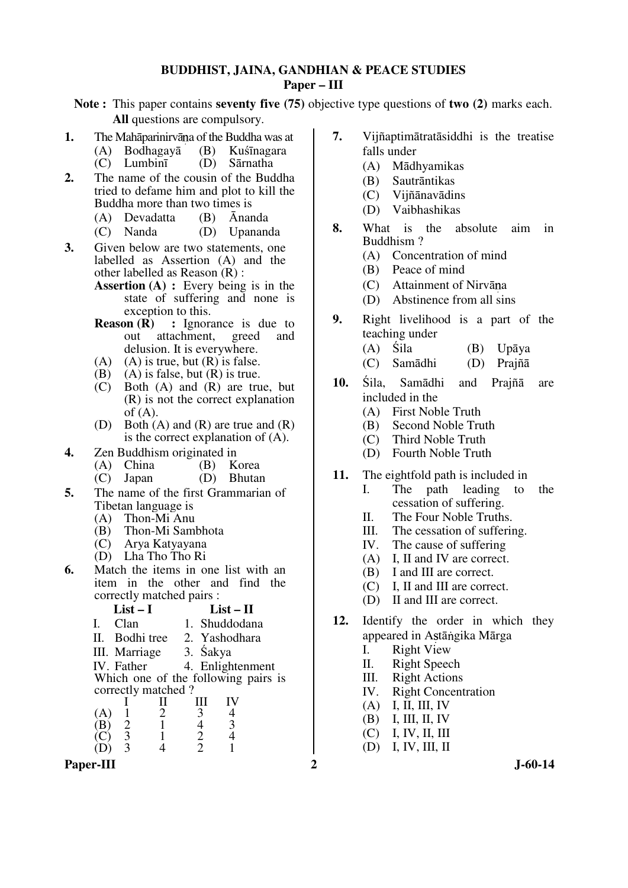# BUDDHIST, JAINA, GANDHIAN & PEACE STUDIES

## Paper – III

**Note :** This paper contains **seventy five (75)** objective type questions of **two (2)** marks each. **All** questions are compulsory.

**1.** The Mahāparinirvāṇa of the Buddha was at

(A) Bodhagayā (B) Kuśīnagara
(C) Lumbinī (D) Sārnatha

**2.** The name of the cousin of the Buddha tried to defame him and plot to kill the Buddha more than two times is

(A) Devadatta (B) Ānanda
(C) Nanda (D) Upananda

**3.** Given below are two statements, one labelled as Assertion (A) and the other labelled as Reason (R) :

**Assertion (A) :** Every being is in the state of suffering and none is exception to this.

**Reason (R) :** Ignorance is due to out attachment, greed and delusion. It is everywhere.

(A) (A) is true, but (R) is false.
(B) (A) is false, but (R) is true.
(C) Both (A) and (R) are true, but (R) is not the correct explanation of (A).
(D) Both (A) and (R) are true and (R) is the correct explanation of (A).

**4.** Zen Buddhism originated in

(A) China (B) Korea
(C) Japan (D) Bhutan

**5.** The name of the first Grammarian of Tibetan language is

(A) Thon-Mi Anu
(B) Thon-Mi Sambhota
(C) Arya Katyayana
(D) Lha Tho Tho Ri

**6.** Match the items in one list with an item in the other and find the correctly matched pairs :

| List – I | List – II |
|---|---|
| I. Clan | 1. Shuddodana |
| II. Bodhi tree | 2. Yashodhara |
| III. Marriage | 3. Śakya |
| IV. Father | 4. Enlightenment |

Which one of the following pairs is correctly matched ?

| | I | II | III | IV |
|---|---|---|---|---|
| (A) | 1 | 2 | 3 | 4 |
| (B) | 2 | 1 | 4 | 3 |
| (C) | 3 | 1 | 2 | 4 |
| (D) | 3 | 4 | 2 | 1 |

**7.** Vijñaptimātratāsiddhi is the treatise falls under

(A) Mādhyamikas
(B) Sautrāntikas
(C) Vijñānavādins
(D) Vaibhashikas

**8.** What is the absolute aim in Buddhism ?

(A) Concentration of mind
(B) Peace of mind
(C) Attainment of Nirvāṇa
(D) Abstinence from all sins

**9.** Right livelihood is a part of the teaching under

(A) Śila (B) Upāya
(C) Samādhi (D) Prajñā

**10.** Śila, Samādhi and Prajñā are included in the

(A) First Noble Truth
(B) Second Noble Truth
(C) Third Noble Truth
(D) Fourth Noble Truth

**11.** The eightfold path is included in

I. The path leading to the cessation of suffering.
II. The Four Noble Truths.
III. The cessation of suffering.
IV. The cause of suffering

(A) I, II and IV are correct.
(B) I and III are correct.
(C) I, II and III are correct.
(D) II and III are correct.

**12.** Identify the order in which they appeared in Aṣṭāṅgika Mārga

I. Right View
II. Right Speech
III. Right Actions
IV. Right Concentration

(A) I, II, III, IV
(B) I, III, II, IV
(C) I, IV, II, III
(D) I, IV, III, II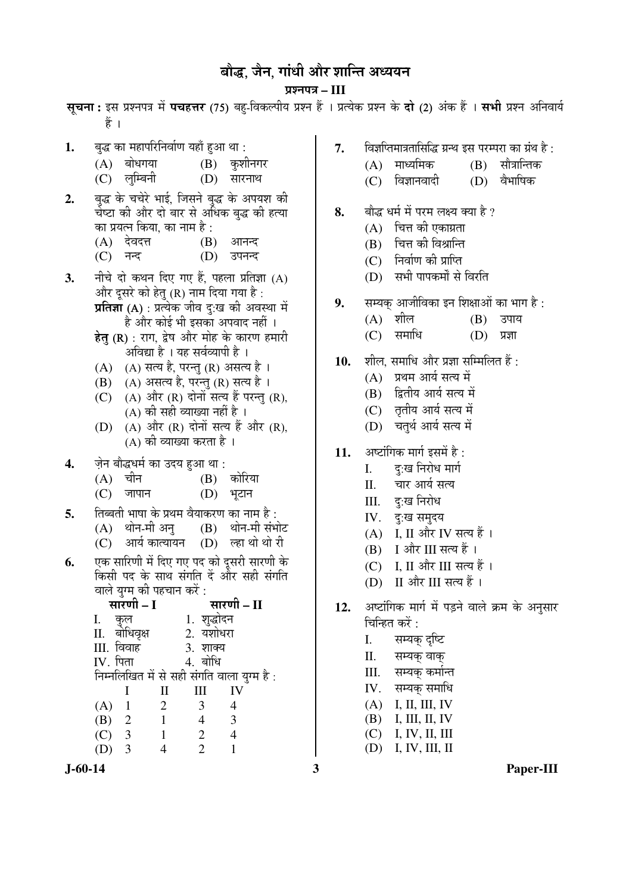# बौद्ध, जैन, गांधी और शान्ति अध्ययन

## प्रश्नपत्र – III

**सूचना :** इस प्रश्नपत्र में **पचहत्तर** (75) बहु-विकल्पीय प्रश्न हैं । प्रत्येक प्रश्न के **दो** (2) अंक हैं । **सभी** प्रश्न अनिवार्य हैं ।

**1.** बुद्ध का महापरिनिर्वाण यहाँ हुआ था :
- (A) बोधगया
- (B) कुशीनगर
- (C) लुम्बिनी
- (D) सारनाथ

**2.** बुद्ध के चचेरे भाई, जिसने बुद्ध के अपयश की चेष्टा की और दो बार से अधिक बुद्ध की हत्या का प्रयत्न किया, का नाम है :
- (A) देवदत्त
- (B) आनन्द
- (C) नन्द
- (D) उपनन्द

**3.** नीचे दो कथन दिए गए हैं, पहला प्रतिज्ञा (A) और दूसरे को हेतु (R) नाम दिया गया है :

**प्रतिज्ञा (A)** : प्रत्येक जीव दुःख की अवस्था में है और कोई भी इसका अपवाद नहीं ।

**हेतु (R)** : राग, द्वेष और मोह के कारण हमारी अविद्या है । यह सर्वव्यापी है ।
- (A) (A) सत्य है, परन्तु (R) असत्य है ।
- (B) (A) असत्य है, परन्तु (R) सत्य है ।
- (C) (A) और (R) दोनों सत्य हैं परन्तु (R), (A) की सही व्याख्या नहीं है ।
- (D) (A) और (R) दोनों सत्य हैं और (R), (A) की व्याख्या करता है ।

**4.** ज़ेन बौद्धधर्म का उदय हुआ था :
- (A) चीन
- (B) कोरिया
- (C) जापान
- (D) भूटान

**5.** तिब्बती भाषा के प्रथम वैयाकरण का नाम है :
- (A) थोन-मी अनु
- (B) थोन-मी संभोट
- (C) आर्य कात्यायन
- (D) ल्हा थो थो री

**6.** एक सारिणी में दिए गए पद को दूसरी सारणी के किसी पद के साथ संगति दें और सही संगति वाले युग्म की पहचान करें :

| सारणी – I | सारणी – II |
|---|---|
| I. कुल | 1. शुद्धोदन |
| II. बोधिवृक्ष | 2. यशोधरा |
| III. विवाह | 3. शाक्य |
| IV. पिता | 4. बोधि |

निम्नलिखित में से सही संगति वाला युग्म है :

| | I | II | III | IV |
|---|---|---|---|---|
| (A) | 1 | 2 | 3 | 4 |
| (B) | 2 | 1 | 4 | 3 |
| (C) | 3 | 1 | 2 | 4 |
| (D) | 3 | 4 | 2 | 1 |

**7.** विज्ञप्तिमात्रतासिद्धि ग्रन्थ इस परम्परा का ग्रंथ है :
- (A) माध्यमिक
- (B) सौत्रान्तिक
- (C) विज्ञानवादी
- (D) वैभाषिक

**8.** बौद्ध धर्म में परम लक्ष्य क्या है ?
- (A) चित्त की एकाग्रता
- (B) चित्त की विश्रान्ति
- (C) निर्वाण की प्राप्ति
- (D) सभी पापकर्मों से विरति

**9.** सम्यक् आजीविका इन शिक्षाओं का भाग है :
- (A) शील
- (B) उपाय
- (C) समाधि
- (D) प्रज्ञा

**10.** शील, समाधि और प्रज्ञा सम्मिलित हैं :
- (A) प्रथम आर्य सत्य में
- (B) द्वितीय आर्य सत्य में
- (C) तृतीय आर्य सत्य में
- (D) चतुर्थ आर्य सत्य में

**11.** अष्टांगिक मार्ग इसमें है :
- I. दुःख निरोध मार्ग
- II. चार आर्य सत्य
- III. दुःख निरोध
- IV. दुःख समुदय

- (A) I, II और IV सत्य हैं ।
- (B) I और III सत्य हैं ।
- (C) I, II और III सत्य हैं ।
- (D) II और III सत्य हैं ।

**12.** अष्टांगिक मार्ग में पड़ने वाले क्रम के अनुसार चिन्हित करें :
- I. सम्यक् दृष्टि
- II. सम्यक् वाक्
- III. सम्यक् कर्मान्त
- IV. सम्यक् समाधि

- (A) I, II, III, IV
- (B) I, III, II, IV
- (C) I, IV, II, III
- (D) I, IV, III, II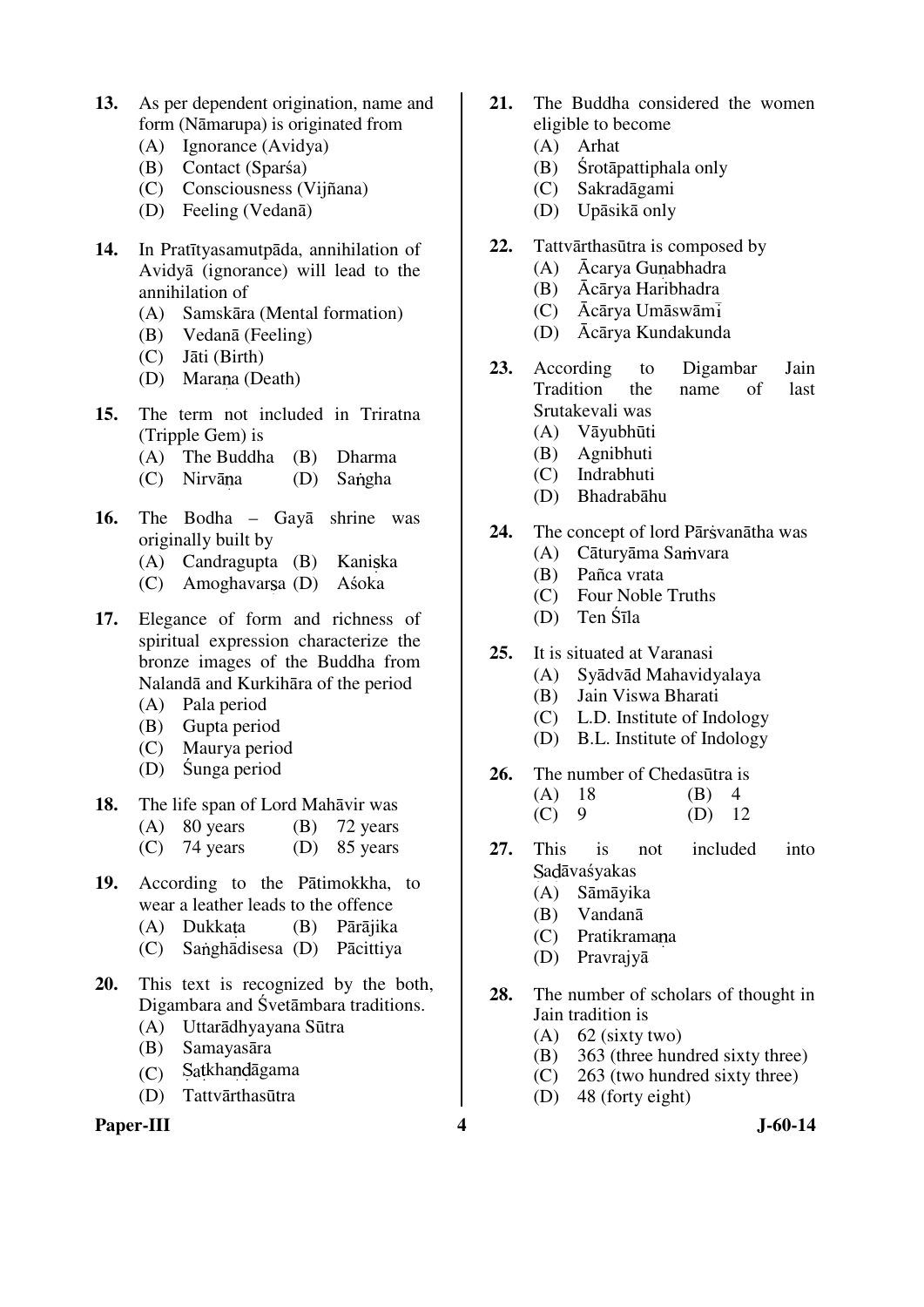13. As per dependent origination, name and form (Nāmarupa) is originated from
    (A) Ignorance (Avidya)
    (B) Contact (Sparśa)
    (C) Consciousness (Vijñana)
    (D) Feeling (Vedanā)

14. In Pratītyasamutpāda, annihilation of Avidyā (ignorance) will lead to the annihilation of
    (A) Samskāra (Mental formation)
    (B) Vedanā (Feeling)
    (C) Jāti (Birth)
    (D) Maraṇa (Death)

15. The term not included in Triratna (Tripple Gem) is
    (A) The Buddha (B) Dharma
    (C) Nirvāṇa (D) Saṅgha

16. The Bodha – Gayā shrine was originally built by
    (A) Candragupta (B) Kaniṣka
    (C) Amoghavarṣa (D) Aśoka

17. Elegance of form and richness of spiritual expression characterize the bronze images of the Buddha from Nalandā and Kurkihāra of the period
    (A) Pala period
    (B) Gupta period
    (C) Maurya period
    (D) Śunga period

18. The life span of Lord Mahāvir was
    (A) 80 years (B) 72 years
    (C) 74 years (D) 85 years

19. According to the Pātimokkha, to wear a leather leads to the offence
    (A) Dukkaṭa (B) Pārājika
    (C) Saṅghādisesa (D) Pācittiya

20. This text is recognized by the both, Digambara and Śvetāmbara traditions.
    (A) Uttarādhyayana Sūtra
    (B) Samayasāra
    (C) Ṣaṭkhaṇḍāgama
    (D) Tattvārthasūtra

21. The Buddha considered the women eligible to become
    (A) Arhat
    (B) Śrotāpattiphala only
    (C) Sakradāgami
    (D) Upāsikā only

22. Tattvārthasūtra is composed by
    (A) Ācarya Guṇabhadra
    (B) Ācārya Haribhadra
    (C) Ācārya Umāswāmī
    (D) Ācārya Kundakunda

23. According to Digambar Jain Tradition the name of last Srutakevali was
    (A) Vāyubhūti
    (B) Agnibhuti
    (C) Indrabhuti
    (D) Bhadrabāhu

24. The concept of lord Pārśvanātha was
    (A) Cāturyāma Saṁvara
    (B) Pañca vrata
    (C) Four Noble Truths
    (D) Ten Śīla

25. It is situated at Varanasi
    (A) Syādvād Mahavidyalaya
    (B) Jain Viswa Bharati
    (C) L.D. Institute of Indology
    (D) B.L. Institute of Indology

26. The number of Chedasūtra is
    (A) 18 (B) 4
    (C) 9 (D) 12

27. This is not included into Saḍāvaśyakas
    (A) Sāmāyika
    (B) Vandanā
    (C) Pratikramaṇa
    (D) Pravrajyā

28. The number of scholars of thought in Jain tradition is
    (A) 62 (sixty two)
    (B) 363 (three hundred sixty three)
    (C) 263 (two hundred sixty three)
    (D) 48 (forty eight)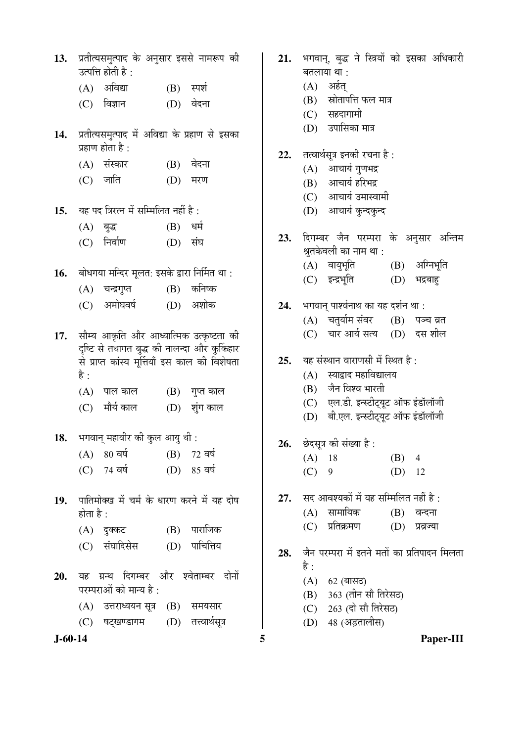13. प्रतीत्यसमुत्पाद के अनुसार इससे नामरूप की उत्पत्ति होती है :
    (A) अविद्या (B) स्पर्श
    (C) विज्ञान (D) वेदना

14. प्रतीत्यसमुत्पाद में अविद्या के प्रहाण से इसका प्रहाण होता है :
    (A) संस्कार (B) वेदना
    (C) जाति (D) मरण

15. यह पद त्रिरत्न में सम्मिलित नहीं है :
    (A) बुद्ध (B) धर्म
    (C) निर्वाण (D) संघ

16. बोधगया मन्दिर मूलत: इसके द्वारा निर्मित था :
    (A) चन्द्रगुप्त (B) कनिष्क
    (C) अमोघवर्ष (D) अशोक

17. सौम्य आकृति और आध्यात्मिक उत्कृष्टता की दृष्टि से तथागत बुद्ध की नालन्दा और कुर्किहार से प्राप्त कांस्य मूर्तियाँ इस काल की विशेषता है :
    (A) पाल काल (B) गुप्त काल
    (C) मौर्य काल (D) शुंग काल

18. भगवान् महावीर की कुल आयु थी :
    (A) 80 वर्ष (B) 72 वर्ष
    (C) 74 वर्ष (D) 85 वर्ष

19. पातिमोक्ख में चर्म के धारण करने में यह दोष होता है :
    (A) दुक्कट (B) पाराजिक
    (C) संघादिसेस (D) पाचित्तिय

20. यह ग्रन्थ दिगम्बर और श्वेताम्बर दोनों परम्पराओं को मान्य है :
    (A) उत्तराध्ययन सूत्र (B) समयसार
    (C) षट्खण्डागम (D) तत्त्वार्थसूत्र

21. भगवान्, बुद्ध ने स्त्रियों को इसका अधिकारी बतलाया था :
    (A) अर्हत्
    (B) स्रोतापत्ति फल मात्र
    (C) सहदागामी
    (D) उपासिका मात्र

22. तत्वार्थसूत्र इनकी रचना है :
    (A) आचार्य गुणभद्र
    (B) आचार्य हरिभद्र
    (C) आचार्य उमास्वामी
    (D) आचार्य कुन्दकुन्द

23. दिगम्बर जैन परम्परा के अनुसार अन्तिम श्रुतकेवली का नाम था :
    (A) वायुभूति (B) अग्निभूति
    (C) इन्द्रभूति (D) भद्रबाहु

24. भगवान् पार्श्वनाथ का यह दर्शन था :
    (A) चतुर्याम संवर (B) पञ्च व्रत
    (C) चार आर्य सत्य (D) दस शील

25. यह संस्थान वाराणसी में स्थित है :
    (A) स्याद्वाद महाविद्यालय
    (B) जैन विश्व भारती
    (C) एल.डी. इन्स्टीट्यूट ऑफ इंडॉलॉजी
    (D) बी.एल. इन्स्टीट्यूट ऑफ इंडॉलॉजी

26. छेदसूत्र की संख्या है :
    (A) 18 (B) 4
    (C) 9 (D) 12

27. सद आवश्यकों में यह सम्मिलित नहीं है :
    (A) सामायिक (B) वन्दना
    (C) प्रतिक्रमण (D) प्रव्रज्या

28. जैन परम्परा में इतने मतों का प्रतिपादन मिलता है :
    (A) 62 (बासठ)
    (B) 363 (तीन सौ तिरेसठ)
    (C) 263 (दो सौ तिरेसठ)
    (D) 48 (अड़तालीस)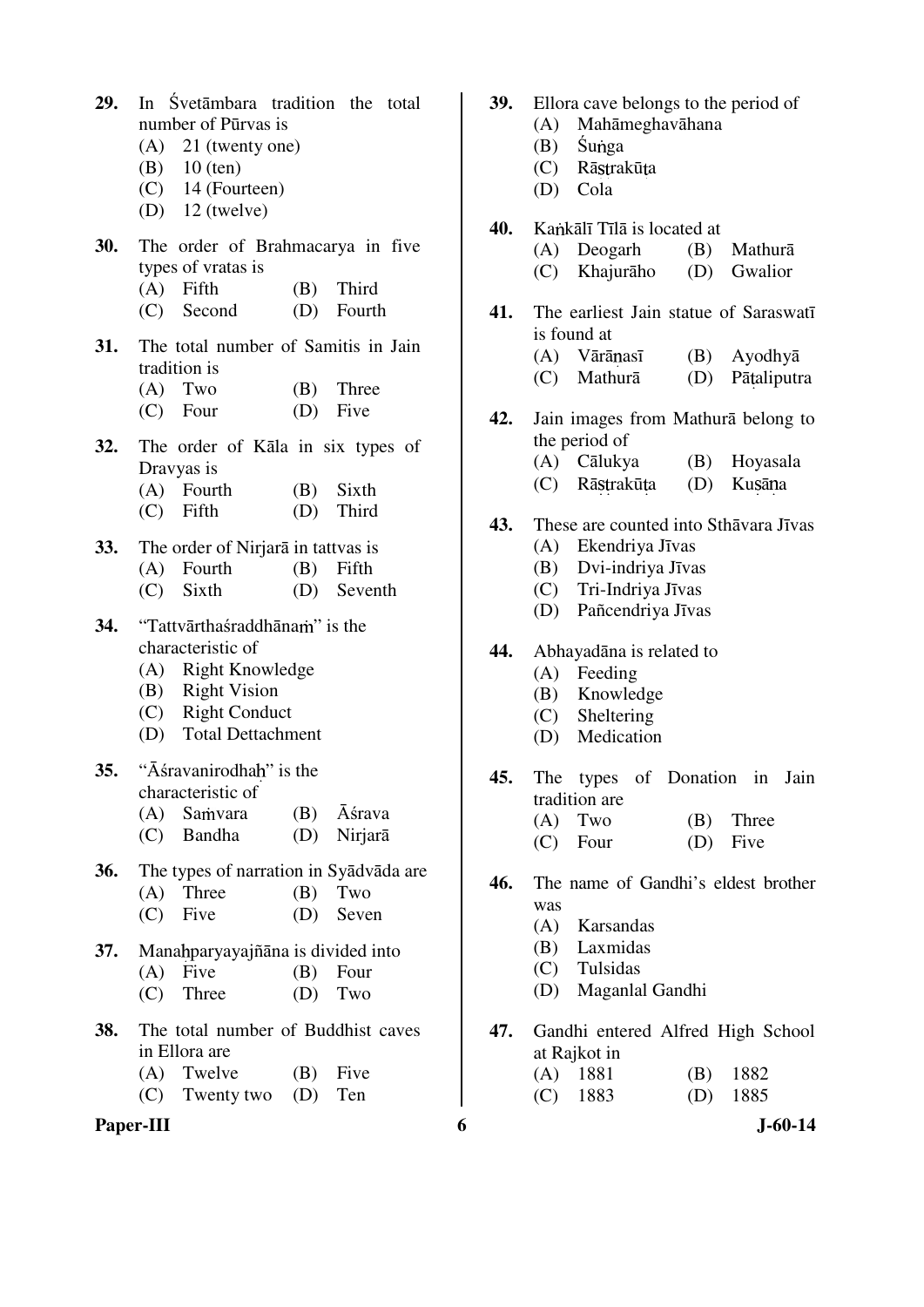29. In Śvetāmbara tradition the total number of Pūrvas is
    (A) 21 (twenty one)
    (B) 10 (ten)
    (C) 14 (Fourteen)
    (D) 12 (twelve)

30. The order of Brahmacarya in five types of vratas is
    (A) Fifth (B) Third
    (C) Second (D) Fourth

31. The total number of Samitis in Jain tradition is
    (A) Two (B) Three
    (C) Four (D) Five

32. The order of Kāla in six types of Dravyas is
    (A) Fourth (B) Sixth
    (C) Fifth (D) Third

33. The order of Nirjarā in tattvas is
    (A) Fourth (B) Fifth
    (C) Sixth (D) Seventh

34. "Tattvārthaśraddhānaṁ" is the characteristic of
    (A) Right Knowledge
    (B) Right Vision
    (C) Right Conduct
    (D) Total Dettachment

35. "Āśravanirodhaḥ" is the characteristic of
    (A) Saṁvara (B) Āśrava
    (C) Bandha (D) Nirjarā

36. The types of narration in Syādvāda are
    (A) Three (B) Two
    (C) Five (D) Seven

37. Manaḥparyayajñāna is divided into
    (A) Five (B) Four
    (C) Three (D) Two

38. The total number of Buddhist caves in Ellora are
    (A) Twelve (B) Five
    (C) Twenty two (D) Ten

39. Ellora cave belongs to the period of
    (A) Mahāmeghavāhana
    (B) Śuṅga
    (C) Rāṣṭrakūṭa
    (D) Cola

40. Kaṅkālī Tīlā is located at
    (A) Deogarh (B) Mathurā
    (C) Khajurāho (D) Gwalior

41. The earliest Jain statue of Saraswatī is found at
    (A) Vārāṇasī (B) Ayodhyā
    (C) Mathurā (D) Pāṭaliputra

42. Jain images from Mathurā belong to the period of
    (A) Cālukya (B) Hoyasala
    (C) Rāṣṭrakūṭa (D) Kuṣāṇa

43. These are counted into Sthāvara Jīvas
    (A) Ekendriya Jīvas
    (B) Dvi-indriya Jīvas
    (C) Tri-Indriya Jīvas
    (D) Pañcendriya Jīvas

44. Abhayadāna is related to
    (A) Feeding
    (B) Knowledge
    (C) Sheltering
    (D) Medication

45. The types of Donation in Jain tradition are
    (A) Two (B) Three
    (C) Four (D) Five

46. The name of Gandhi's eldest brother was
    (A) Karsandas
    (B) Laxmidas
    (C) Tulsidas
    (D) Maganlal Gandhi

47. Gandhi entered Alfred High School at Rajkot in
    (A) 1881 (B) 1882
    (C) 1883 (D) 1885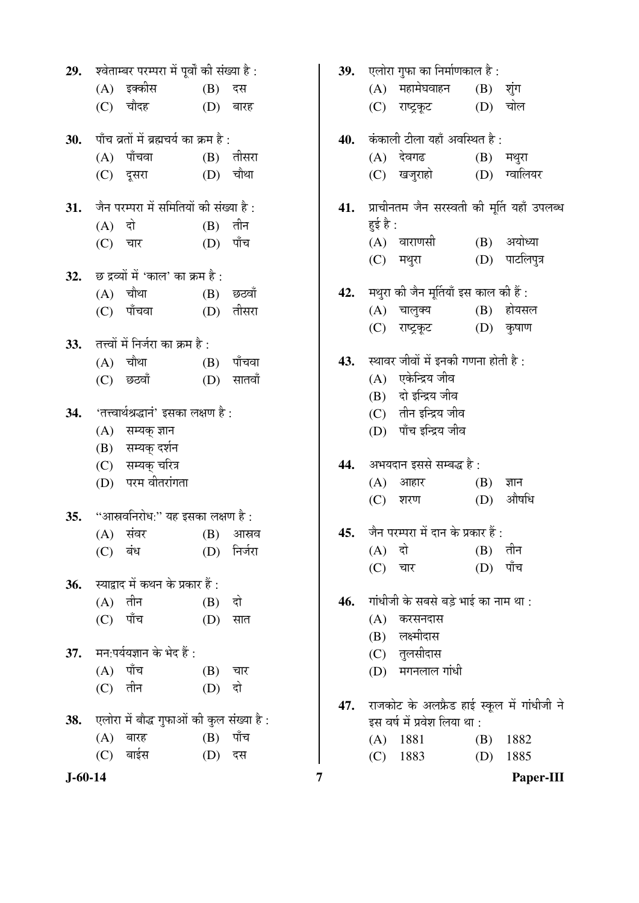**29.** श्वेताम्बर परम्परा में पूर्वों की संख्या है :

(A) इक्कीस (B) दस

(C) चौदह (D) बारह

**30.** पाँच व्रतों में ब्रह्मचर्य का क्रम है :

(A) पाँचवा (B) तीसरा

(C) दूसरा (D) चौथा

**31.** जैन परम्परा में समितियों की संख्या है :

(A) दो (B) तीन

(C) चार (D) पाँच

**32.** छ द्रव्यों में 'काल' का क्रम है :

(A) चौथा (B) छठवाँ

(C) पाँचवा (D) तीसरा

**33.** तत्त्वों में निर्जरा का क्रम है :

(A) चौथा (B) पाँचवा

(C) छठवाँ (D) सातवाँ

**34.** 'तत्त्वार्थश्रद्धानं' इसका लक्षण है :

(A) सम्यक् ज्ञान

(B) सम्यक् दर्शन

(C) सम्यक् चरित्र

(D) परम वीतरांगता

**35.** "आस्रवनिरोध:" यह इसका लक्षण है :

(A) संवर (B) आस्रव

(C) बंध (D) निर्जरा

**36.** स्याद्वाद में कथन के प्रकार हैं :

(A) तीन (B) दो

(C) पाँच (D) सात

**37.** मन:पर्ययज्ञान के भेद हैं :

(A) पाँच (B) चार

(C) तीन (D) दो

**38.** एलोरा में बौद्ध गुफाओं की कुल संख्या है :

(A) बारह (B) पाँच

(C) बाईस (D) दस

**39.** एलोरा गुफा का निर्माणकाल है :

(A) महामेघवाहन (B) शुंग

(C) राष्ट्रकूट (D) चोल

**40.** कंकाली टीला यहाँ अवस्थित है :

(A) देवगढ (B) मथुरा

(C) खजुराहो (D) ग्वालियर

**41.** प्राचीनतम जैन सरस्वती की मूर्ति यहाँ उपलब्ध हुई है :

(A) वाराणसी (B) अयोध्या

(C) मथुरा (D) पाटलिपुत्र

**42.** मथुरा की जैन मूर्तियाँ इस काल की हैं :

(A) चालुक्य (B) होयसल

(C) राष्ट्रकूट (D) कुषाण

**43.** स्थावर जीवों में इनकी गणना होती है :

(A) एकेन्द्रिय जीव

(B) दो इन्द्रिय जीव

(C) तीन इन्द्रिय जीव

(D) पाँच इन्द्रिय जीव

**44.** अभयदान इससे सम्बद्ध है :

(A) आहार (B) ज्ञान

(C) शरण (D) औषधि

**45.** जैन परम्परा में दान के प्रकार हैं :

(A) दो (B) तीन

(C) चार (D) पाँच

**46.** गांधीजी के सबसे बड़े भाई का नाम था :

(A) करसनदास

(B) लक्ष्मीदास

(C) तुलसीदास

(D) मगनलाल गांधी

**47.** राजकोट के अलफ्रैड हाई स्कूल में गांधीजी ने इस वर्ष में प्रवेश लिया था :

(A) 1881 (B) 1882

(C) 1883 (D) 1885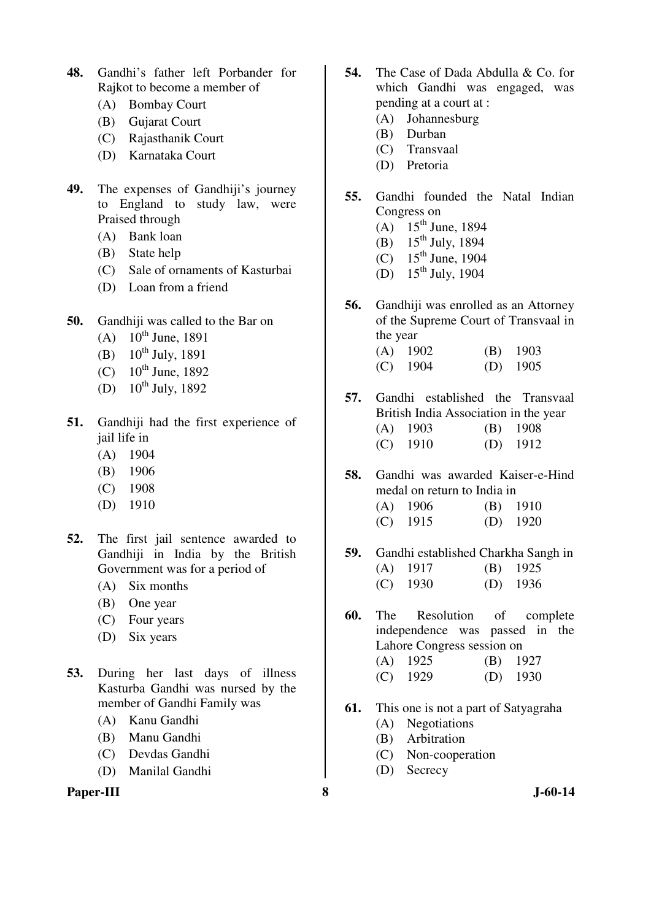48. Gandhi's father left Porbander for Rajkot to become a member of
    (A) Bombay Court
    (B) Gujarat Court
    (C) Rajasthanik Court
    (D) Karnataka Court

49. The expenses of Gandhiji's journey to England to study law, were Praised through
    (A) Bank loan
    (B) State help
    (C) Sale of ornaments of Kasturbai
    (D) Loan from a friend

50. Gandhiji was called to the Bar on
    (A) 10th June, 1891
    (B) 10th July, 1891
    (C) 10th June, 1892
    (D) 10th July, 1892

51. Gandhiji had the first experience of jail life in
    (A) 1904
    (B) 1906
    (C) 1908
    (D) 1910

52. The first jail sentence awarded to Gandhiji in India by the British Government was for a period of
    (A) Six months
    (B) One year
    (C) Four years
    (D) Six years

53. During her last days of illness Kasturba Gandhi was nursed by the member of Gandhi Family was
    (A) Kanu Gandhi
    (B) Manu Gandhi
    (C) Devdas Gandhi
    (D) Manilal Gandhi

54. The Case of Dada Abdulla & Co. for which Gandhi was engaged, was pending at a court at :
    (A) Johannesburg
    (B) Durban
    (C) Transvaal
    (D) Pretoria

55. Gandhi founded the Natal Indian Congress on
    (A) 15th June, 1894
    (B) 15th July, 1894
    (C) 15th June, 1904
    (D) 15th July, 1904

56. Gandhiji was enrolled as an Attorney of the Supreme Court of Transvaal in the year
    (A) 1902
    (B) 1903
    (C) 1904
    (D) 1905

57. Gandhi established the Transvaal British India Association in the year
    (A) 1903
    (B) 1908
    (C) 1910
    (D) 1912

58. Gandhi was awarded Kaiser-e-Hind medal on return to India in
    (A) 1906
    (B) 1910
    (C) 1915
    (D) 1920

59. Gandhi established Charkha Sangh in
    (A) 1917
    (B) 1925
    (C) 1930
    (D) 1936

60. The Resolution of complete independence was passed in the Lahore Congress session on
    (A) 1925
    (B) 1927
    (C) 1929
    (D) 1930

61. This one is not a part of Satyagraha
    (A) Negotiations
    (B) Arbitration
    (C) Non-cooperation
    (D) Secrecy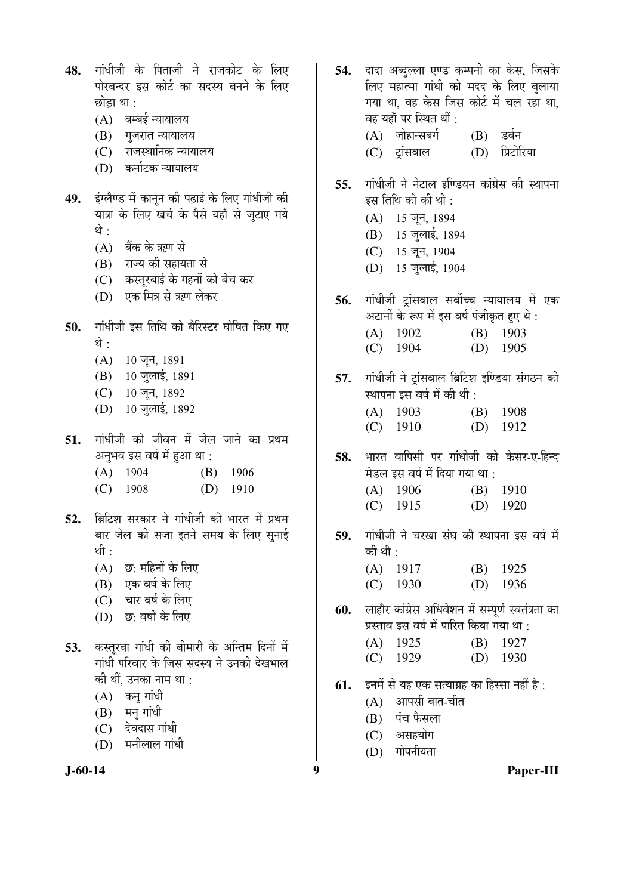48. गांधीजी के पिताजी ने राजकोट के लिए पोरबन्दर इस कोर्ट का सदस्य बनने के लिए छोड़ा था :
   (A) बम्बई न्यायालय
   (B) गुजरात न्यायालय
   (C) राजस्थानिक न्यायालय
   (D) कर्नाटक न्यायालय

49. इंग्लैण्ड में कानून की पढ़ाई के लिए गांधीजी की यात्रा के लिए खर्च के पैसे यहाँ से जुटाए गये थे :
   (A) बैंक के ऋण से
   (B) राज्य की सहायता से
   (C) कस्तूरबाई के गहनों को बेच कर
   (D) एक मित्र से ऋण लेकर

50. गांधीजी इस तिथि को बैरिस्टर घोषित किए गए थे :
   (A) 10 जून, 1891
   (B) 10 जुलाई, 1891
   (C) 10 जून, 1892
   (D) 10 जुलाई, 1892

51. गांधीजी को जीवन में जेल जाने का प्रथम अनुभव इस वर्ष में हुआ था :
   (A) 1904 (B) 1906
   (C) 1908 (D) 1910

52. ब्रिटिश सरकार ने गांधीजी को भारत में प्रथम बार जेल की सजा इतने समय के लिए सुनाई थी :
   (A) छ: महिनों के लिए
   (B) एक वर्ष के लिए
   (C) चार वर्ष के लिए
   (D) छ: वर्षों के लिए

53. कस्तूरबा गांधी की बीमारी के अन्तिम दिनों में गांधी परिवार के जिस सदस्य ने उनकी देखभाल की थीं, उनका नाम था :
   (A) कनु गांधी
   (B) मनु गांधी
   (C) देवदास गांधी
   (D) मनीलाल गांधी

54. दादा अब्दुल्ला एण्ड कम्पनी का केस, जिसके लिए महात्मा गांधी को मदद के लिए बुलाया गया था, वह केस जिस कोर्ट में चल रहा था, वह यहाँ पर स्थित थीं :
   (A) जोहान्सबर्ग (B) डर्बन
   (C) ट्रांसवाल (D) प्रिटोरिया

55. गांधीजी ने नेटाल इण्डियन कांग्रेस की स्थापना इस तिथि को की थी :
   (A) 15 जून, 1894
   (B) 15 जुलाई, 1894
   (C) 15 जून, 1904
   (D) 15 जुलाई, 1904

56. गांधीजी ट्रांसवाल सर्वोच्च न्यायालय में एक अटार्नी के रूप में इस वर्ष पंजीकृत हुए थे :
   (A) 1902 (B) 1903
   (C) 1904 (D) 1905

57. गांधीजी ने ट्रांसवाल ब्रिटिश इण्डिया संगठन की स्थापना इस वर्ष में की थी :
   (A) 1903 (B) 1908
   (C) 1910 (D) 1912

58. भारत वापिसी पर गांधीजी को केसर-ए-हिन्द मेडल इस वर्ष में दिया गया था :
   (A) 1906 (B) 1910
   (C) 1915 (D) 1920

59. गांधीजी ने चरखा संघ की स्थापना इस वर्ष में की थी :
   (A) 1917 (B) 1925
   (C) 1930 (D) 1936

60. लाहौर कांग्रेस अधिवेशन में सम्पूर्ण स्वतंत्रता का प्रस्ताव इस वर्ष में पारित किया गया था :
   (A) 1925 (B) 1927
   (C) 1929 (D) 1930

61. इनमें से यह एक सत्याग्रह का हिस्सा नहीं है :
   (A) आपसी बात-चीत
   (B) पंच फैसला
   (C) असहयोग
   (D) गोपनीयता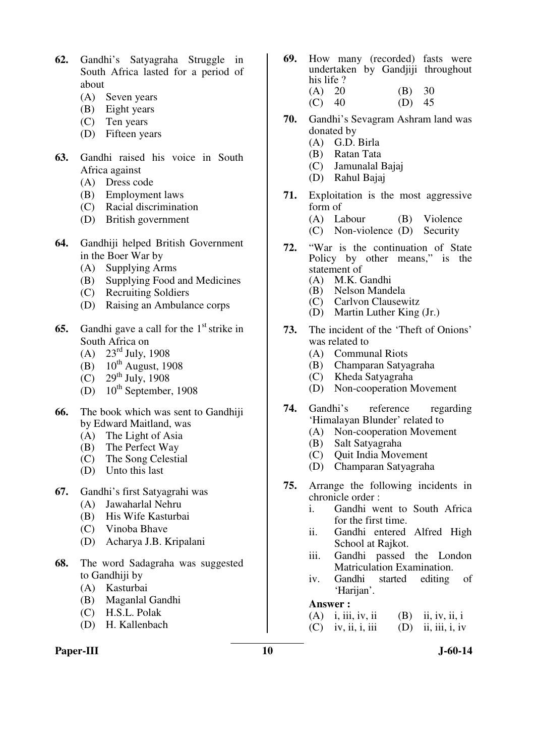**62.** Gandhi's Satyagraha Struggle in South Africa lasted for a period of about

(A) Seven years
(B) Eight years
(C) Ten years
(D) Fifteen years

**63.** Gandhi raised his voice in South Africa against

(A) Dress code
(B) Employment laws
(C) Racial discrimination
(D) British government

**64.** Gandhiji helped British Government in the Boer War by

(A) Supplying Arms
(B) Supplying Food and Medicines
(C) Recruiting Soldiers
(D) Raising an Ambulance corps

**65.** Gandhi gave a call for the 1st strike in South Africa on

(A) 23rd July, 1908
(B) 10th August, 1908
(C) 29th July, 1908
(D) 10th September, 1908

**66.** The book which was sent to Gandhiji by Edward Maitland, was

(A) The Light of Asia
(B) The Perfect Way
(C) The Song Celestial
(D) Unto this last

**67.** Gandhi's first Satyagrahi was

(A) Jawaharlal Nehru
(B) His Wife Kasturbai
(C) Vinoba Bhave
(D) Acharya J.B. Kripalani

**68.** The word Sadagraha was suggested to Gandhiji by

(A) Kasturbai
(B) Maganlal Gandhi
(C) H.S.L. Polak
(D) H. Kallenbach

**69.** How many (recorded) fasts were undertaken by Gandjiji throughout his life ?

(A) 20
(B) 30
(C) 40
(D) 45

**70.** Gandhi's Sevagram Ashram land was donated by

(A) G.D. Birla
(B) Ratan Tata
(C) Jamunalal Bajaj
(D) Rahul Bajaj

**71.** Exploitation is the most aggressive form of

(A) Labour
(B) Violence
(C) Non-violence
(D) Security

**72.** "War is the continuation of State Policy by other means," is the statement of

(A) M.K. Gandhi
(B) Nelson Mandela
(C) Carlvon Clausewitz
(D) Martin Luther King (Jr.)

**73.** The incident of the 'Theft of Onions' was related to

(A) Communal Riots
(B) Champaran Satyagraha
(C) Kheda Satyagraha
(D) Non-cooperation Movement

**74.** Gandhi's reference regarding 'Himalayan Blunder' related to

(A) Non-cooperation Movement
(B) Salt Satyagraha
(C) Quit India Movement
(D) Champaran Satyagraha

**75.** Arrange the following incidents in chronicle order :

i. Gandhi went to South Africa for the first time.
ii. Gandhi entered Alfred High School at Rajkot.
iii. Gandhi passed the London Matriculation Examination.
iv. Gandhi started editing of 'Harijan'.

**Answer :**

(A) i, iii, iv, ii
(B) ii, iv, ii, i
(C) iv, ii, i, iii
(D) ii, iii, i, iv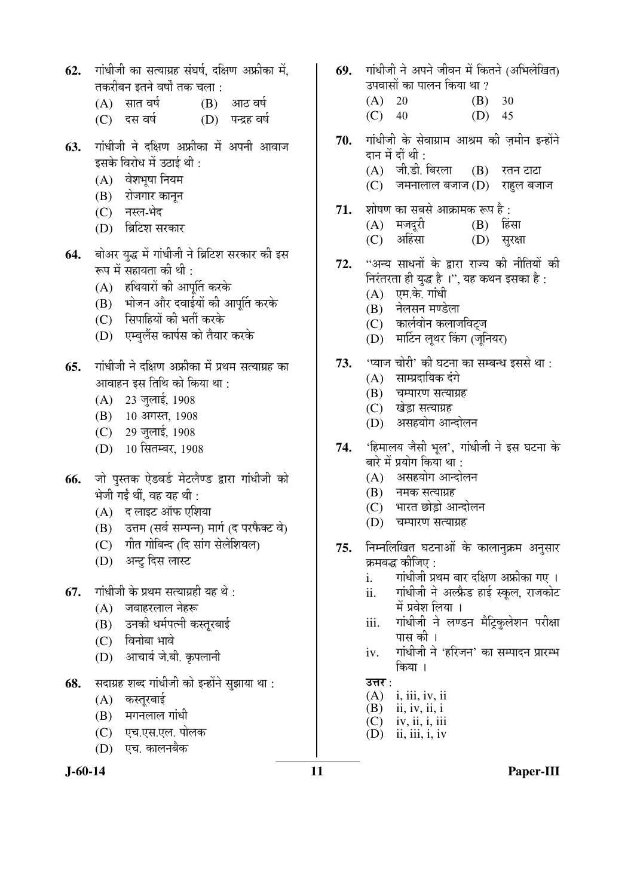62. गांधीजी का सत्याग्रह संघर्ष, दक्षिण अफ्रीका में, तकरीबन इतने वर्षों तक चला :
   (A) सात वर्ष (B) आठ वर्ष
   (C) दस वर्ष (D) पन्द्रह वर्ष

63. गांधीजी ने दक्षिण अफ्रीका में अपनी आवाज इसके विरोध में उठाई थी :
   (A) वेशभूषा नियम
   (B) रोजगार कानून
   (C) नस्ल-भेद
   (D) ब्रिटिश सरकार

64. बोअर युद्ध में गांधीजी ने ब्रिटिश सरकार की इस रूप में सहायता की थी :
   (A) हथियारों की आपूर्ति करके
   (B) भोजन और दवाईयों की आपूर्ति करके
   (C) सिपाहियों की भर्ती करके
   (D) एम्बुलैंस कार्पस को तैयार करके

65. गांधीजी ने दक्षिण अफ्रीका में प्रथम सत्याग्रह का आवाहन इस तिथि को किया था :
   (A) 23 जुलाई, 1908
   (B) 10 अगस्त, 1908
   (C) 29 जुलाई, 1908
   (D) 10 सितम्बर, 1908

66. जो पुस्तक ऐडवर्ड मेटलैण्ड द्वारा गांधीजी को भेजी गईं थीं, वह यह थी :
   (A) द लाइट ऑफ एशिया
   (B) उत्तम (सर्व सम्पन्न) मार्ग (द परफैक्ट वे)
   (C) गीत गोबिन्द (दि सांग सेलेशियल)
   (D) अन्टु दिस लास्ट

67. गांधीजी के प्रथम सत्याग्रही यह थे :
   (A) जवाहरलाल नेहरू
   (B) उनकी धर्मपत्नी कस्तूरबाई
   (C) विनोबा भावे
   (D) आचार्य जे.बी. कृपलानी

68. सदाग्रह शब्द गांधीजी को इन्होंने सुझाया था :
   (A) कस्तूरबाई
   (B) मगनलाल गांधी
   (C) एच.एस.एल. पोलक
   (D) एच. कालनबैक

69. गांधीजी ने अपने जीवन में कितने (अभिलेखित) उपवासों का पालन किया था ?
   (A) 20 (B) 30
   (C) 40 (D) 45

70. गांधीजी के सेवाग्राम आश्रम की ज़मीन इन्होंने दान में दीं थी :
   (A) जी.डी. बिरला (B) रतन टाटा
   (C) जमनालाल बजाज (D) राहुल बजाज

71. शोषण का सबसे आक्रामक रूप है :
   (A) मजदूरी (B) हिंसा
   (C) अहिंसा (D) सुरक्षा

72. "अन्य साधनों के द्वारा राज्य की नीतियों की निरंतरता ही युद्ध है ।", यह कथन इसका है :
   (A) एम.के. गांधी
   (B) नेलसन मण्डेला
   (C) कार्लवोन कलाजविट्ज
   (D) मार्टिन लूथर किंग (जूनियर)

73. 'प्याज चोरी' की घटना का सम्बन्ध इससे था :
   (A) साम्प्रदायिक दंगे
   (B) चम्पारण सत्याग्रह
   (C) खेड़ा सत्याग्रह
   (D) असहयोग आन्दोलन

74. 'हिमालय जैसी भूल', गांधीजी ने इस घटना के बारे में प्रयोग किया था :
   (A) असहयोग आन्दोलन
   (B) नमक सत्याग्रह
   (C) भारत छोड़ो आन्दोलन
   (D) चम्पारण सत्याग्रह

75. निम्नलिखित घटनाओं के कालानुक्रम अनुसार क्रमबद्ध कीजिए :
   i. गांधीजी प्रथम बार दक्षिण अफ्रीका गए ।
   ii. गांधीजी ने अल्फ्रेड हाई स्कूल, राजकोट में प्रवेश लिया ।
   iii. गांधीजी ने लण्डन मैट्रिकुलेशन परीक्षा पास की ।
   iv. गांधीजी ने 'हरिजन' का सम्पादन प्रारम्भ किया ।

   **उत्तर** :
   (A) i, iii, iv, ii
   (B) ii, iv, ii, i
   (C) iv, ii, i, iii
   (D) ii, iii, i, iv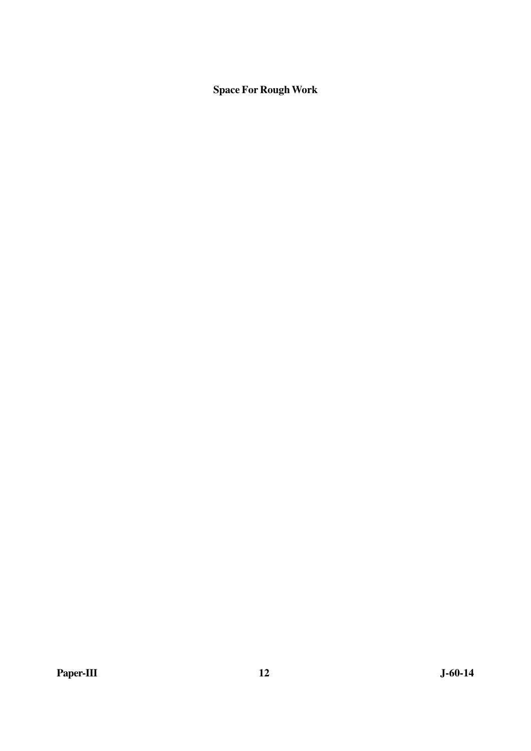**Space For Rough Work**